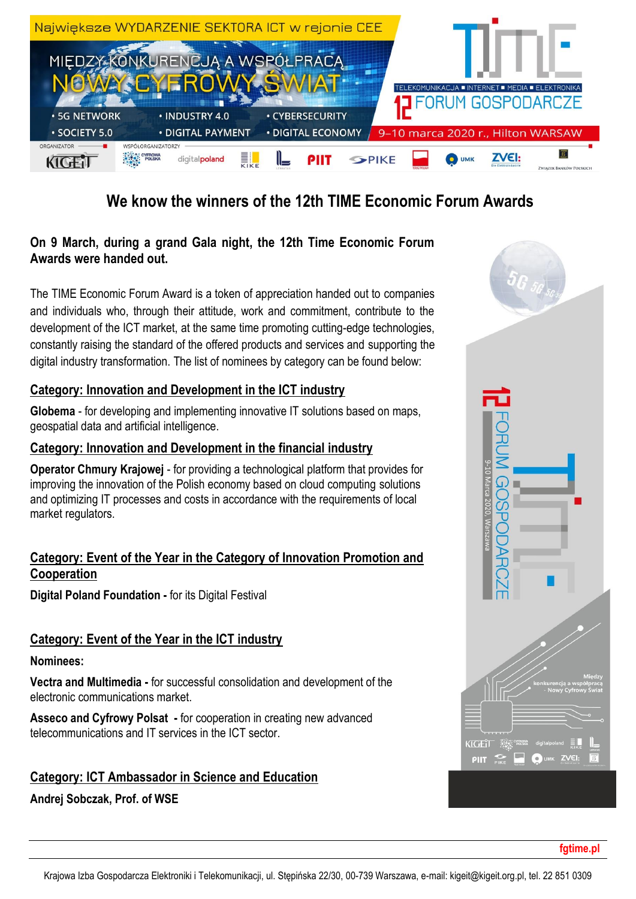Największe WYDARZENIE SEKTORA ICT w rejonie CEE

MIĘDZY KONKURENCJĄ A WSPÓŁPRACĄ
NOWY CYFROWY ŚWIAT

- 5G NETWORK
- INDUSTRY 4.0
- CYBERSECURITY
- SOCIETY 5.0
- DIGITAL PAYMENT
- DIGITAL ECONOMY

TELEKOMUNIKACJA ■ INTERNET ■ MEDIA ■ ELEKTRONIKA
12 FORUM GOSPODARCZE
9–10 marca 2020 r., Hilton WARSAW

ORGANIZATOR: KIGEiT
WSPÓŁORGANIZATORZY: CYFROWA POLSKA, digitalpoland, KIKE, PIIT, PIKE, UMK, ZVEI, ZWIĄZEK BANKÓW POLSKICH

# We know the winners of the 12th TIME Economic Forum Awards

**On 9 March, during a grand Gala night, the 12th Time Economic Forum Awards were handed out.**

The TIME Economic Forum Award is a token of appreciation handed out to companies and individuals who, through their attitude, work and commitment, contribute to the development of the ICT market, at the same time promoting cutting-edge technologies, constantly raising the standard of the offered products and services and supporting the digital industry transformation. The list of nominees by category can be found below:

## Category: Innovation and Development in the ICT industry

**Globema** - for developing and implementing innovative IT solutions based on maps, geospatial data and artificial intelligence.

## Category: Innovation and Development in the financial industry

**Operator Chmury Krajowej** - for providing a technological platform that provides for improving the innovation of the Polish economy based on cloud computing solutions and optimizing IT processes and costs in accordance with the requirements of local market regulators.

## Category: Event of the Year in the Category of Innovation Promotion and Cooperation

**Digital Poland Foundation -** for its Digital Festival

## Category: Event of the Year in the ICT industry

**Nominees:**

**Vectra and Multimedia -** for successful consolidation and development of the electronic communications market.

**Asseco and Cyfrowy Polsat -** for cooperation in creating new advanced telecommunications and IT services in the ICT sector.

## Category: ICT Ambassador in Science and Education

**Andrej Sobczak, Prof. of WSE**

fgtime.pl

Krajowa Izba Gospodarcza Elektroniki i Telekomunikacji, ul. Stępińska 22/30, 00-739 Warszawa, e-mail: kigeit@kigeit.org.pl, tel. 22 851 0309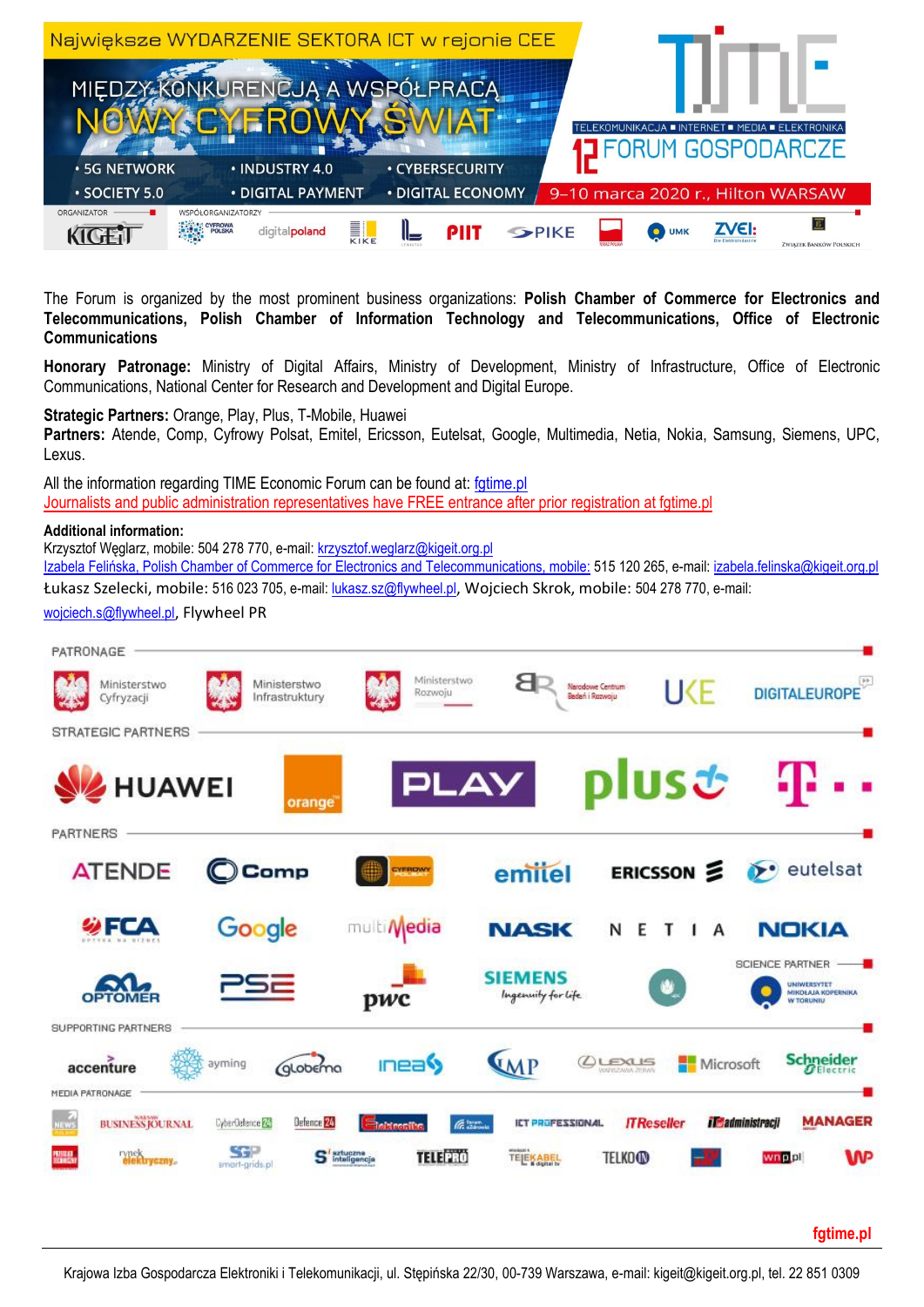Największe WYDARZENIE SEKTORA ICT w rejonie CEE

MIĘDZY KONKURENCJĄ A WSPÓŁPRACĄ
NOWY CYFROWY ŚWIAT

- 5G NETWORK
- INDUSTRY 4.0
- CYBERSECURITY
- SOCIETY 5.0
- DIGITAL PAYMENT
- DIGITAL ECONOMY

TIME

TELEKOMUNIKACJA ■ INTERNET ■ MEDIA ■ ELEKTRONIKA

12 FORUM GOSPODARCZE

9–10 marca 2020 r., Hilton WARSAW

ORGANIZATOR

WSPÓŁORGANIZATORZY

The Forum is organized by the most prominent business organizations: **Polish Chamber of Commerce for Electronics and Telecommunications, Polish Chamber of Information Technology and Telecommunications, Office of Electronic Communications**

**Honorary Patronage:** Ministry of Digital Affairs, Ministry of Development, Ministry of Infrastructure, Office of Electronic Communications, National Center for Research and Development and Digital Europe.

**Strategic Partners:** Orange, Play, Plus, T-Mobile, Huawei
**Partners:** Atende, Comp, Cyfrowy Polsat, Emitel, Ericsson, Eutelsat, Google, Multimedia, Netia, Nokia, Samsung, Siemens, UPC, Lexus.

All the information regarding TIME Economic Forum can be found at: fgtime.pl
Journalists and public administration representatives have FREE entrance after prior registration at fgtime.pl

**Additional information:**
Krzysztof Węglarz, mobile: 504 278 770, e-mail: krzysztof.weglarz@kigeit.org.pl
Izabela Felińska, Polish Chamber of Commerce for Electronics and Telecommunications, mobile: 515 120 265, e-mail: izabela.felinska@kigeit.org.pl
Łukasz Szelecki, mobile: 516 023 705, e-mail: lukasz.sz@flywheel.pl, Wojciech Skrok, mobile: 504 278 770, e-mail: wojciech.s@flywheel.pl, Flywheel PR

PATRONAGE

STRATEGIC PARTNERS

PARTNERS

SCIENCE PARTNER

SUPPORTING PARTNERS

MEDIA PATRONAGE

fgtime.pl

Krajowa Izba Gospodarcza Elektroniki i Telekomunikacji, ul. Stępińska 22/30, 00-739 Warszawa, e-mail: kigeit@kigeit.org.pl, tel. 22 851 0309